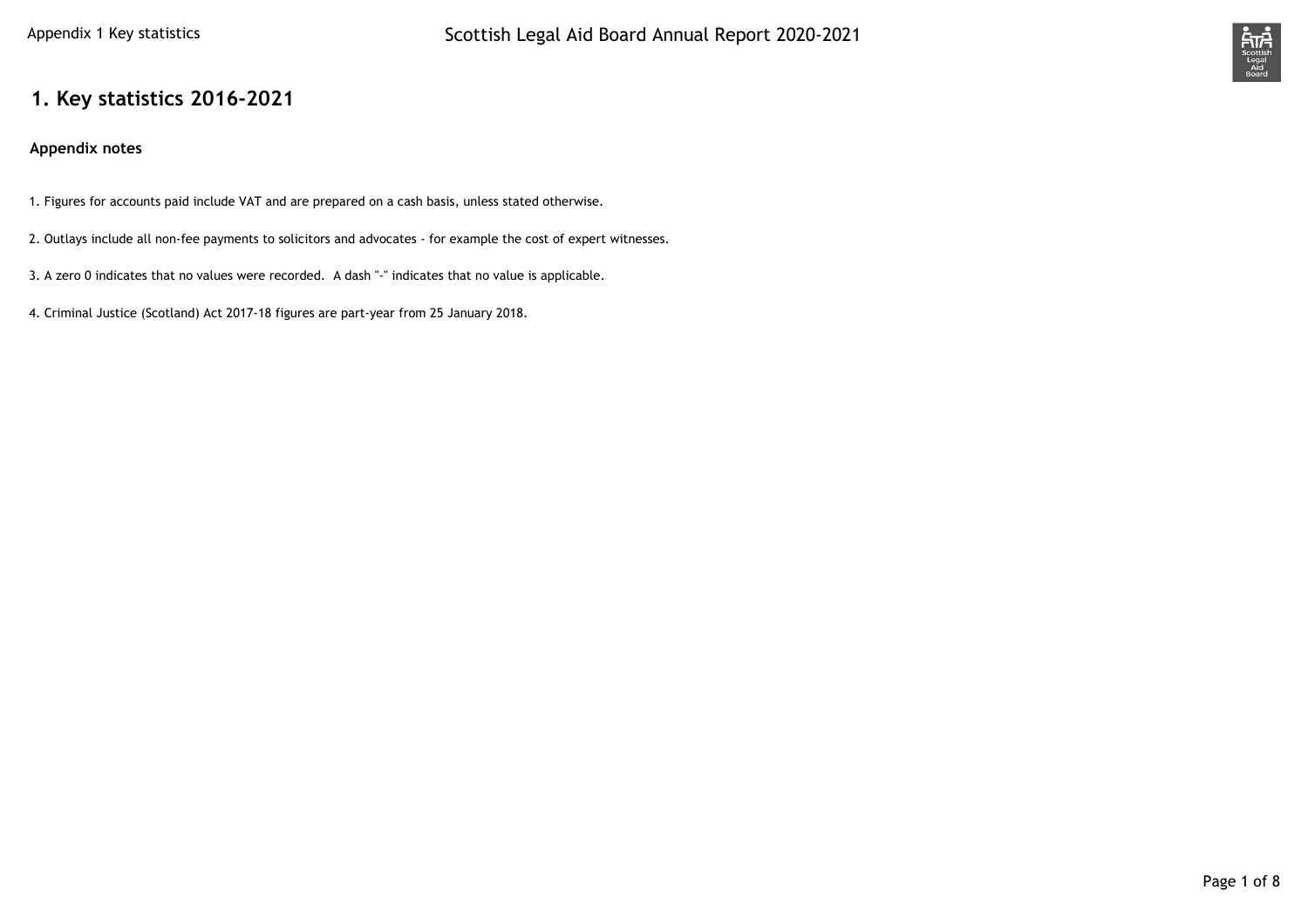# 1. Key statistics 2016-2021

### Appendix notes

1. Figures for accounts paid include VAT and are prepared on a cash basis, unless stated otherwise.

2. Outlays include all non-fee payments to solicitors and advocates - for example the cost of expert witnesses.

3. A zero 0 indicates that no values were recorded. A dash "-" indicates that no value is applicable.

4. Criminal Justice (Scotland) Act 2017-18 figures are part-year from 25 January 2018.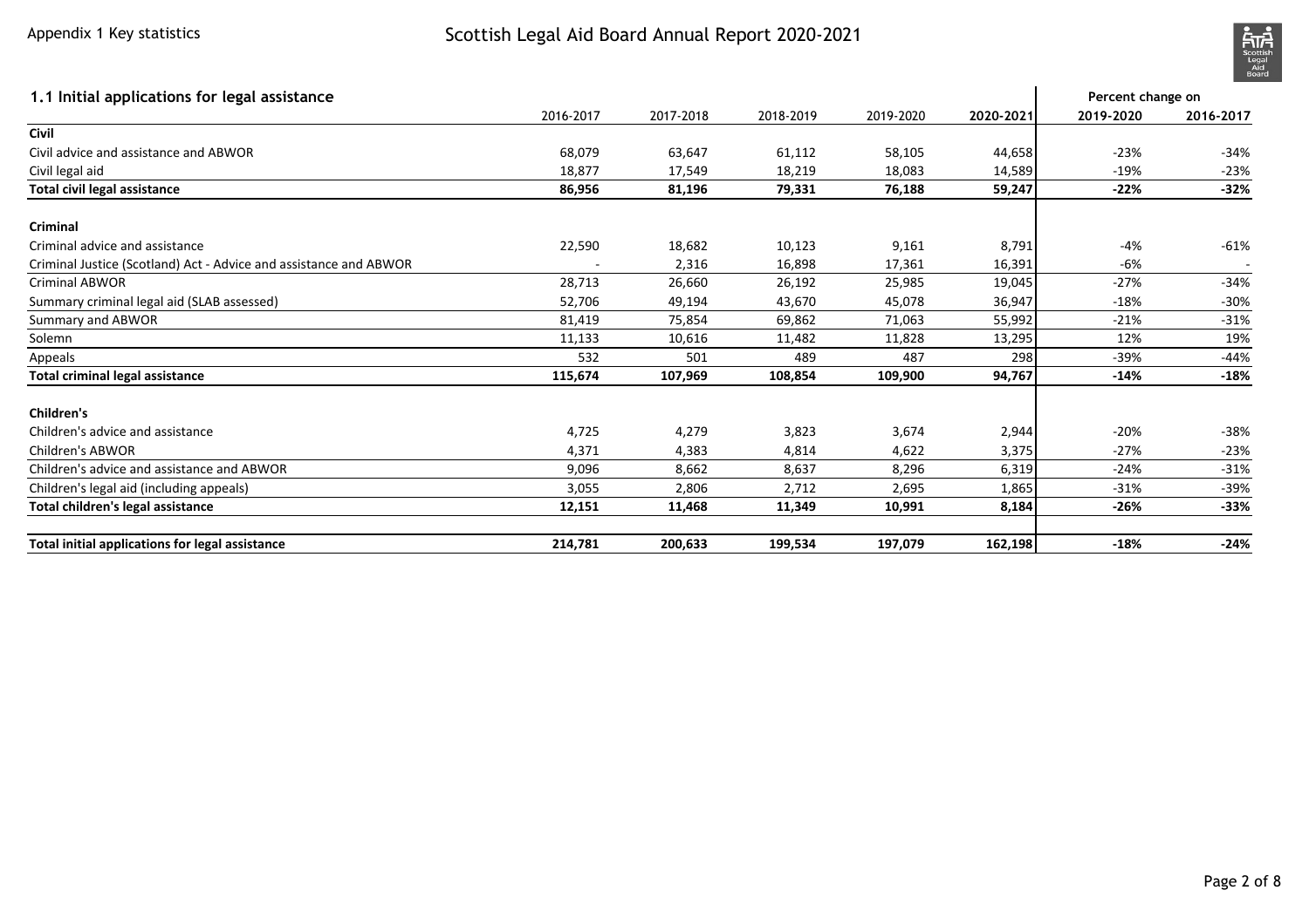## 1.1 Initial applications for legal assistance

| | 2016-2017 | 2017-2018 | 2018-2019 | 2019-2020 | 2020-2021 | Percent change on 2019-2020 | Percent change on 2016-2017 |
|---|---|---|---|---|---|---|---|
| **Civil** | | | | | | | |
| Civil advice and assistance and ABWOR | 68,079 | 63,647 | 61,112 | 58,105 | 44,658 | -23% | -34% |
| Civil legal aid | 18,877 | 17,549 | 18,219 | 18,083 | 14,589 | -19% | -23% |
| **Total civil legal assistance** | **86,956** | **81,196** | **79,331** | **76,188** | **59,247** | **-22%** | **-32%** |
| | | | | | | | |
| **Criminal** | | | | | | | |
| Criminal advice and assistance | 22,590 | 18,682 | 10,123 | 9,161 | 8,791 | -4% | -61% |
| Criminal Justice (Scotland) Act - Advice and assistance and ABWOR | - | 2,316 | 16,898 | 17,361 | 16,391 | -6% | - |
| Criminal ABWOR | 28,713 | 26,660 | 26,192 | 25,985 | 19,045 | -27% | -34% |
| Summary criminal legal aid (SLAB assessed) | 52,706 | 49,194 | 43,670 | 45,078 | 36,947 | -18% | -30% |
| Summary and ABWOR | 81,419 | 75,854 | 69,862 | 71,063 | 55,992 | -21% | -31% |
| Solemn | 11,133 | 10,616 | 11,482 | 11,828 | 13,295 | 12% | 19% |
| Appeals | 532 | 501 | 489 | 487 | 298 | -39% | -44% |
| **Total criminal legal assistance** | **115,674** | **107,969** | **108,854** | **109,900** | **94,767** | **-14%** | **-18%** |
| | | | | | | | |
| **Children's** | | | | | | | |
| Children's advice and assistance | 4,725 | 4,279 | 3,823 | 3,674 | 2,944 | -20% | -38% |
| Children's ABWOR | 4,371 | 4,383 | 4,814 | 4,622 | 3,375 | -27% | -23% |
| Children's advice and assistance and ABWOR | 9,096 | 8,662 | 8,637 | 8,296 | 6,319 | -24% | -31% |
| Children's legal aid (including appeals) | 3,055 | 2,806 | 2,712 | 2,695 | 1,865 | -31% | -39% |
| **Total children's legal assistance** | **12,151** | **11,468** | **11,349** | **10,991** | **8,184** | **-26%** | **-33%** |
| | | | | | | | |
| **Total initial applications for legal assistance** | **214,781** | **200,633** | **199,534** | **197,079** | **162,198** | **-18%** | **-24%** |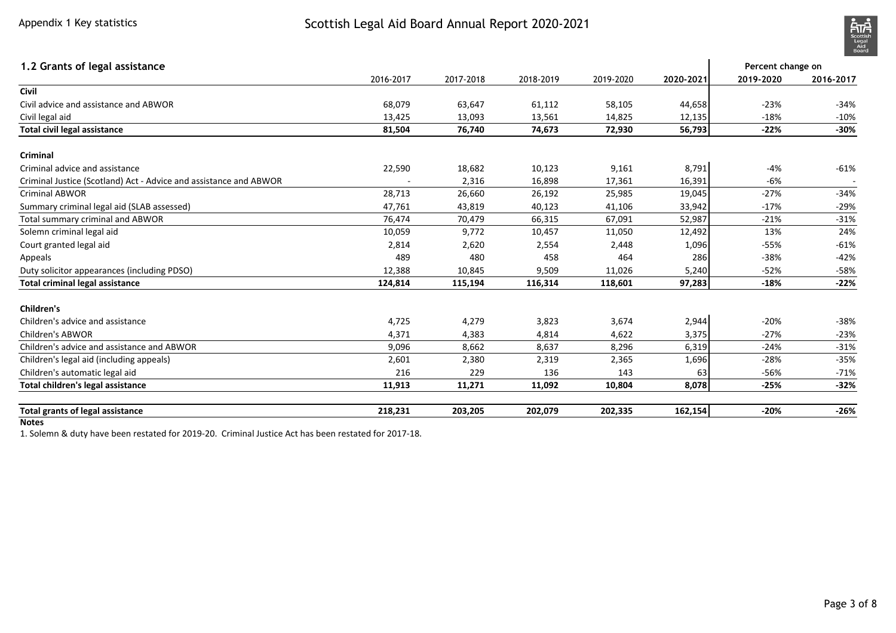## 1.2 Grants of legal assistance

| | 2016-2017 | 2017-2018 | 2018-2019 | 2019-2020 | 2020-2021 | Percent change on 2019-2020 | Percent change on 2016-2017 |
|---|---|---|---|---|---|---|---|
| **Civil** | | | | | | | |
| Civil advice and assistance and ABWOR | 68,079 | 63,647 | 61,112 | 58,105 | 44,658 | -23% | -34% |
| Civil legal aid | 13,425 | 13,093 | 13,561 | 14,825 | 12,135 | -18% | -10% |
| **Total civil legal assistance** | **81,504** | **76,740** | **74,673** | **72,930** | **56,793** | **-22%** | **-30%** |
| | | | | | | | |
| **Criminal** | | | | | | | |
| Criminal advice and assistance | 22,590 | 18,682 | 10,123 | 9,161 | 8,791 | -4% | -61% |
| Criminal Justice (Scotland) Act - Advice and assistance and ABWOR | - | 2,316 | 16,898 | 17,361 | 16,391 | -6% | - |
| Criminal ABWOR | 28,713 | 26,660 | 26,192 | 25,985 | 19,045 | -27% | -34% |
| Summary criminal legal aid (SLAB assessed) | 47,761 | 43,819 | 40,123 | 41,106 | 33,942 | -17% | -29% |
| Total summary criminal and ABWOR | 76,474 | 70,479 | 66,315 | 67,091 | 52,987 | -21% | -31% |
| Solemn criminal legal aid | 10,059 | 9,772 | 10,457 | 11,050 | 12,492 | 13% | 24% |
| Court granted legal aid | 2,814 | 2,620 | 2,554 | 2,448 | 1,096 | -55% | -61% |
| Appeals | 489 | 480 | 458 | 464 | 286 | -38% | -42% |
| Duty solicitor appearances (including PDSO) | 12,388 | 10,845 | 9,509 | 11,026 | 5,240 | -52% | -58% |
| **Total criminal legal assistance** | **124,814** | **115,194** | **116,314** | **118,601** | **97,283** | **-18%** | **-22%** |
| | | | | | | | |
| **Children's** | | | | | | | |
| Children's advice and assistance | 4,725 | 4,279 | 3,823 | 3,674 | 2,944 | -20% | -38% |
| Children's ABWOR | 4,371 | 4,383 | 4,814 | 4,622 | 3,375 | -27% | -23% |
| Children's advice and assistance and ABWOR | 9,096 | 8,662 | 8,637 | 8,296 | 6,319 | -24% | -31% |
| Children's legal aid (including appeals) | 2,601 | 2,380 | 2,319 | 2,365 | 1,696 | -28% | -35% |
| Children's automatic legal aid | 216 | 229 | 136 | 143 | 63 | -56% | -71% |
| **Total children's legal assistance** | **11,913** | **11,271** | **11,092** | **10,804** | **8,078** | **-25%** | **-32%** |
| | | | | | | | |
| **Total grants of legal assistance** | **218,231** | **203,205** | **202,079** | **202,335** | **162,154** | **-20%** | **-26%** |

**Notes**

1. Solemn & duty have been restated for 2019-20. Criminal Justice Act has been restated for 2017-18.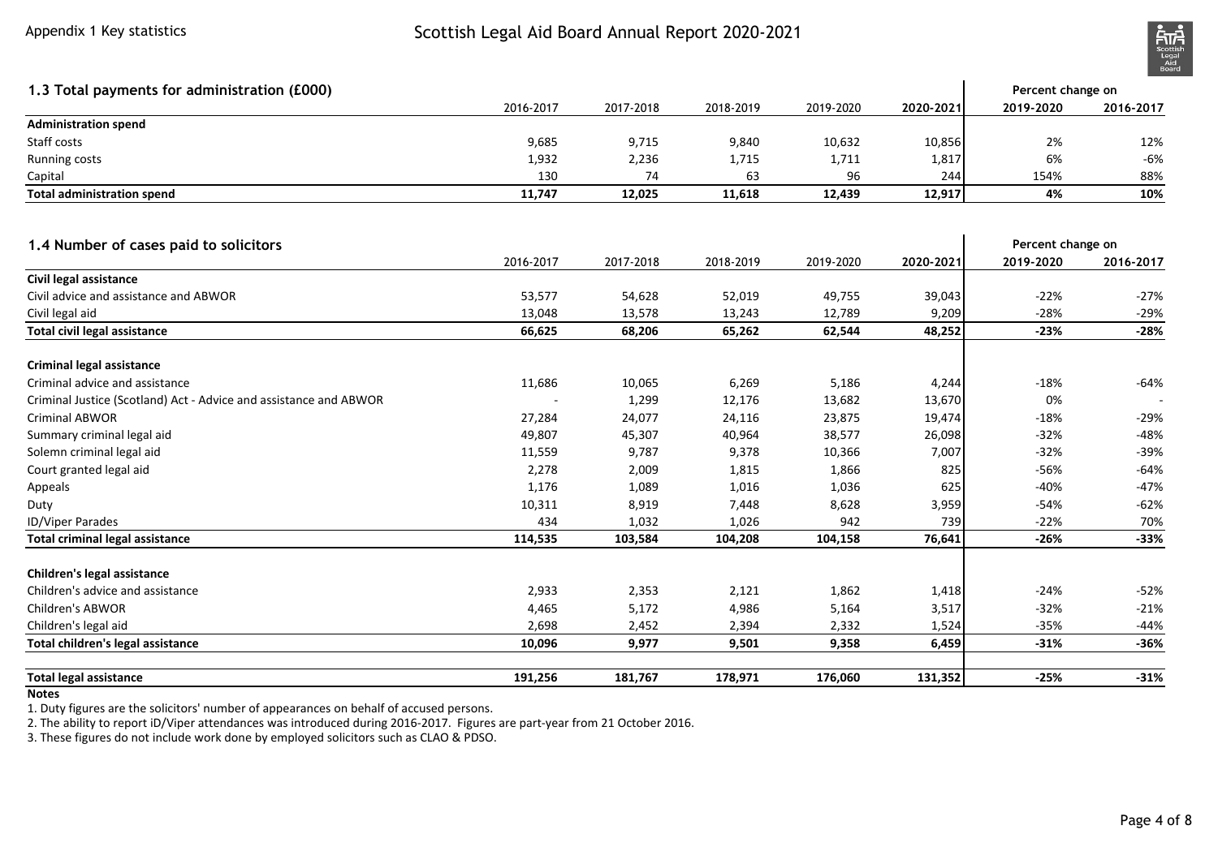### 1.3 Total payments for administration (£000)

| | 2016-2017 | 2017-2018 | 2018-2019 | 2019-2020 | 2020-2021 | Percent change on 2019-2020 | Percent change on 2016-2017 |
|---|---|---|---|---|---|---|---|
| **Administration spend** | | | | | | | |
| Staff costs | 9,685 | 9,715 | 9,840 | 10,632 | 10,856 | 2% | 12% |
| Running costs | 1,932 | 2,236 | 1,715 | 1,711 | 1,817 | 6% | -6% |
| Capital | 130 | 74 | 63 | 96 | 244 | 154% | 88% |
| **Total administration spend** | **11,747** | **12,025** | **11,618** | **12,439** | **12,917** | **4%** | **10%** |

### 1.4 Number of cases paid to solicitors

| | 2016-2017 | 2017-2018 | 2018-2019 | 2019-2020 | 2020-2021 | Percent change on 2019-2020 | Percent change on 2016-2017 |
|---|---|---|---|---|---|---|---|
| **Civil legal assistance** | | | | | | | |
| Civil advice and assistance and ABWOR | 53,577 | 54,628 | 52,019 | 49,755 | 39,043 | -22% | -27% |
| Civil legal aid | 13,048 | 13,578 | 13,243 | 12,789 | 9,209 | -28% | -29% |
| **Total civil legal assistance** | **66,625** | **68,206** | **65,262** | **62,544** | **48,252** | **-23%** | **-28%** |
| **Criminal legal assistance** | | | | | | | |
| Criminal advice and assistance | 11,686 | 10,065 | 6,269 | 5,186 | 4,244 | -18% | -64% |
| Criminal Justice (Scotland) Act - Advice and assistance and ABWOR | - | 1,299 | 12,176 | 13,682 | 13,670 | 0% | - |
| Criminal ABWOR | 27,284 | 24,077 | 24,116 | 23,875 | 19,474 | -18% | -29% |
| Summary criminal legal aid | 49,807 | 45,307 | 40,964 | 38,577 | 26,098 | -32% | -48% |
| Solemn criminal legal aid | 11,559 | 9,787 | 9,378 | 10,366 | 7,007 | -32% | -39% |
| Court granted legal aid | 2,278 | 2,009 | 1,815 | 1,866 | 825 | -56% | -64% |
| Appeals | 1,176 | 1,089 | 1,016 | 1,036 | 625 | -40% | -47% |
| Duty | 10,311 | 8,919 | 7,448 | 8,628 | 3,959 | -54% | -62% |
| ID/Viper Parades | 434 | 1,032 | 1,026 | 942 | 739 | -22% | 70% |
| **Total criminal legal assistance** | **114,535** | **103,584** | **104,208** | **104,158** | **76,641** | **-26%** | **-33%** |
| **Children's legal assistance** | | | | | | | |
| Children's advice and assistance | 2,933 | 2,353 | 2,121 | 1,862 | 1,418 | -24% | -52% |
| Children's ABWOR | 4,465 | 5,172 | 4,986 | 5,164 | 3,517 | -32% | -21% |
| Children's legal aid | 2,698 | 2,452 | 2,394 | 2,332 | 1,524 | -35% | -44% |
| **Total children's legal assistance** | **10,096** | **9,977** | **9,501** | **9,358** | **6,459** | **-31%** | **-36%** |
| **Total legal assistance** | **191,256** | **181,767** | **178,971** | **176,060** | **131,352** | **-25%** | **-31%** |

**Notes**

1. Duty figures are the solicitors' number of appearances on behalf of accused persons.
2. The ability to report iD/Viper attendances was introduced during 2016-2017. Figures are part-year from 21 October 2016.
3. These figures do not include work done by employed solicitors such as CLAO & PDSO.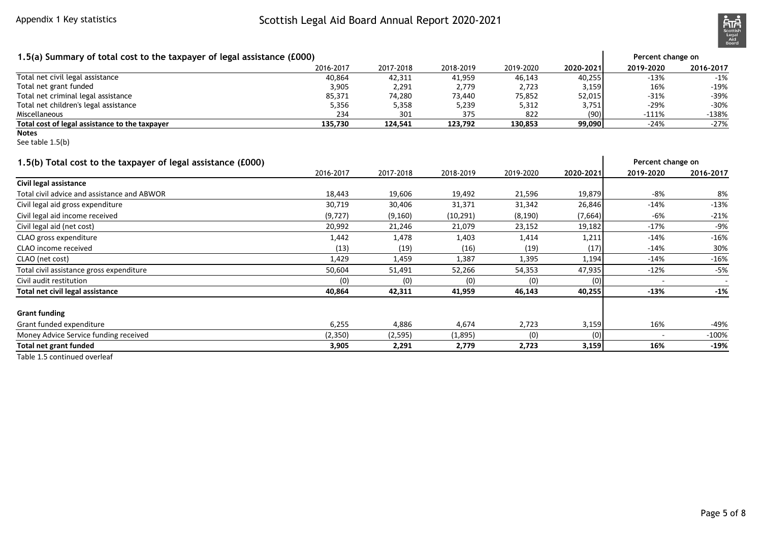## 1.5(a) Summary of total cost to the taxpayer of legal assistance (£000)

| | 2016-2017 | 2017-2018 | 2018-2019 | 2019-2020 | 2020-2021 | Percent change on 2019-2020 | Percent change on 2016-2017 |
|---|---|---|---|---|---|---|---|
| Total net civil legal assistance | 40,864 | 42,311 | 41,959 | 46,143 | 40,255 | -13% | -1% |
| Total net grant funded | 3,905 | 2,291 | 2,779 | 2,723 | 3,159 | 16% | -19% |
| Total net criminal legal assistance | 85,371 | 74,280 | 73,440 | 75,852 | 52,015 | -31% | -39% |
| Total net children's legal assistance | 5,356 | 5,358 | 5,239 | 5,312 | 3,751 | -29% | -30% |
| Miscellaneous | 234 | 301 | 375 | 822 | (90) | -111% | -138% |
| **Total cost of legal assistance to the taxpayer** | **135,730** | **124,541** | **123,792** | **130,853** | **99,090** | -24% | -27% |

**Notes**

See table 1.5(b)

## 1.5(b) Total cost to the taxpayer of legal assistance (£000)

| | 2016-2017 | 2017-2018 | 2018-2019 | 2019-2020 | 2020-2021 | Percent change on 2019-2020 | Percent change on 2016-2017 |
|---|---|---|---|---|---|---|---|
| **Civil legal assistance** | | | | | | | |
| Total civil advice and assistance and ABWOR | 18,443 | 19,606 | 19,492 | 21,596 | 19,879 | -8% | 8% |
| Civil legal aid gross expenditure | 30,719 | 30,406 | 31,371 | 31,342 | 26,846 | -14% | -13% |
| Civil legal aid income received | (9,727) | (9,160) | (10,291) | (8,190) | (7,664) | -6% | -21% |
| Civil legal aid (net cost) | 20,992 | 21,246 | 21,079 | 23,152 | 19,182 | -17% | -9% |
| CLAO gross expenditure | 1,442 | 1,478 | 1,403 | 1,414 | 1,211 | -14% | -16% |
| CLAO income received | (13) | (19) | (16) | (19) | (17) | -14% | 30% |
| CLAO (net cost) | 1,429 | 1,459 | 1,387 | 1,395 | 1,194 | -14% | -16% |
| Total civil assistance gross expenditure | 50,604 | 51,491 | 52,266 | 54,353 | 47,935 | -12% | -5% |
| Civil audit restitution | (0) | (0) | (0) | (0) | (0) | - | - |
| **Total net civil legal assistance** | **40,864** | **42,311** | **41,959** | **46,143** | **40,255** | **-13%** | **-1%** |
| **Grant funding** | | | | | | | |
| Grant funded expenditure | 6,255 | 4,886 | 4,674 | 2,723 | 3,159 | 16% | -49% |
| Money Advice Service funding received | (2,350) | (2,595) | (1,895) | (0) | (0) | - | -100% |
| **Total net grant funded** | **3,905** | **2,291** | **2,779** | **2,723** | **3,159** | **16%** | **-19%** |

Table 1.5 continued overleaf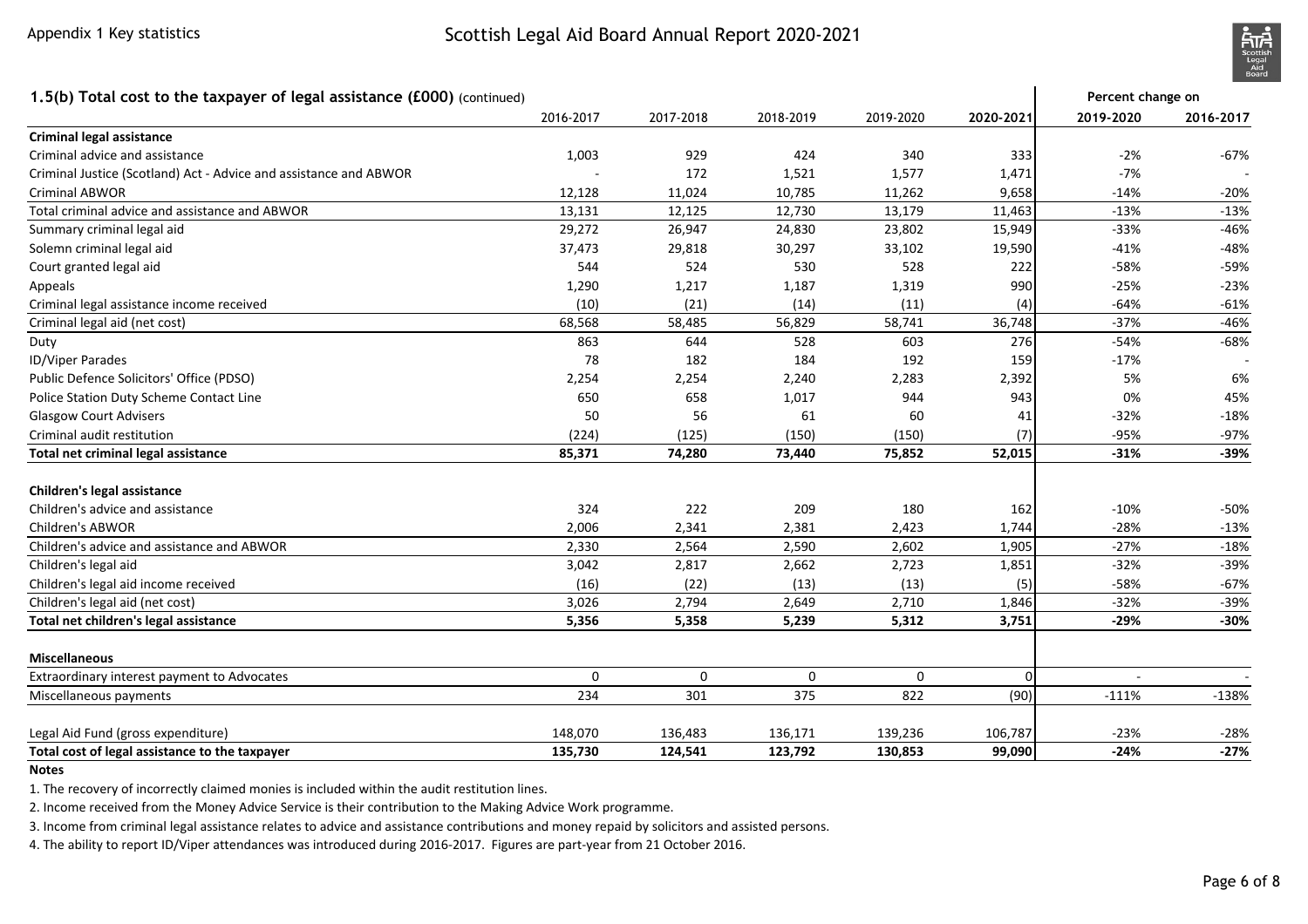## 1.5(b) Total cost to the taxpayer of legal assistance (£000) (continued)

| | 2016-2017 | 2017-2018 | 2018-2019 | 2019-2020 | 2020-2021 | Percent change on 2019-2020 | Percent change on 2016-2017 |
|---|---|---|---|---|---|---|---|
| **Criminal legal assistance** | | | | | | | |
| Criminal advice and assistance | 1,003 | 929 | 424 | 340 | 333 | -2% | -67% |
| Criminal Justice (Scotland) Act - Advice and assistance and ABWOR | - | 172 | 1,521 | 1,577 | 1,471 | -7% | - |
| Criminal ABWOR | 12,128 | 11,024 | 10,785 | 11,262 | 9,658 | -14% | -20% |
| Total criminal advice and assistance and ABWOR | 13,131 | 12,125 | 12,730 | 13,179 | 11,463 | -13% | -13% |
| Summary criminal legal aid | 29,272 | 26,947 | 24,830 | 23,802 | 15,949 | -33% | -46% |
| Solemn criminal legal aid | 37,473 | 29,818 | 30,297 | 33,102 | 19,590 | -41% | -48% |
| Court granted legal aid | 544 | 524 | 530 | 528 | 222 | -58% | -59% |
| Appeals | 1,290 | 1,217 | 1,187 | 1,319 | 990 | -25% | -23% |
| Criminal legal assistance income received | (10) | (21) | (14) | (11) | (4) | -64% | -61% |
| Criminal legal aid (net cost) | 68,568 | 58,485 | 56,829 | 58,741 | 36,748 | -37% | -46% |
| Duty | 863 | 644 | 528 | 603 | 276 | -54% | -68% |
| ID/Viper Parades | 78 | 182 | 184 | 192 | 159 | -17% | - |
| Public Defence Solicitors' Office (PDSO) | 2,254 | 2,254 | 2,240 | 2,283 | 2,392 | 5% | 6% |
| Police Station Duty Scheme Contact Line | 650 | 658 | 1,017 | 944 | 943 | 0% | 45% |
| Glasgow Court Advisers | 50 | 56 | 61 | 60 | 41 | -32% | -18% |
| Criminal audit restitution | (224) | (125) | (150) | (150) | (7) | -95% | -97% |
| **Total net criminal legal assistance** | **85,371** | **74,280** | **73,440** | **75,852** | **52,015** | **-31%** | **-39%** |
| **Children's legal assistance** | | | | | | | |
| Children's advice and assistance | 324 | 222 | 209 | 180 | 162 | -10% | -50% |
| Children's ABWOR | 2,006 | 2,341 | 2,381 | 2,423 | 1,744 | -28% | -13% |
| Children's advice and assistance and ABWOR | 2,330 | 2,564 | 2,590 | 2,602 | 1,905 | -27% | -18% |
| Children's legal aid | 3,042 | 2,817 | 2,662 | 2,723 | 1,851 | -32% | -39% |
| Children's legal aid income received | (16) | (22) | (13) | (13) | (5) | -58% | -67% |
| Children's legal aid (net cost) | 3,026 | 2,794 | 2,649 | 2,710 | 1,846 | -32% | -39% |
| **Total net children's legal assistance** | **5,356** | **5,358** | **5,239** | **5,312** | **3,751** | **-29%** | **-30%** |
| **Miscellaneous** | | | | | | | |
| Extraordinary interest payment to Advocates | 0 | 0 | 0 | 0 | 0 | - | - |
| Miscellaneous payments | 234 | 301 | 375 | 822 | (90) | -111% | -138% |
| Legal Aid Fund (gross expenditure) | 148,070 | 136,483 | 136,171 | 139,236 | 106,787 | -23% | -28% |
| **Total cost of legal assistance to the taxpayer** | **135,730** | **124,541** | **123,792** | **130,853** | **99,090** | **-24%** | **-27%** |

**Notes**

1. The recovery of incorrectly claimed monies is included within the audit restitution lines.
2. Income received from the Money Advice Service is their contribution to the Making Advice Work programme.
3. Income from criminal legal assistance relates to advice and assistance contributions and money repaid by solicitors and assisted persons.
4. The ability to report ID/Viper attendances was introduced during 2016-2017. Figures are part-year from 21 October 2016.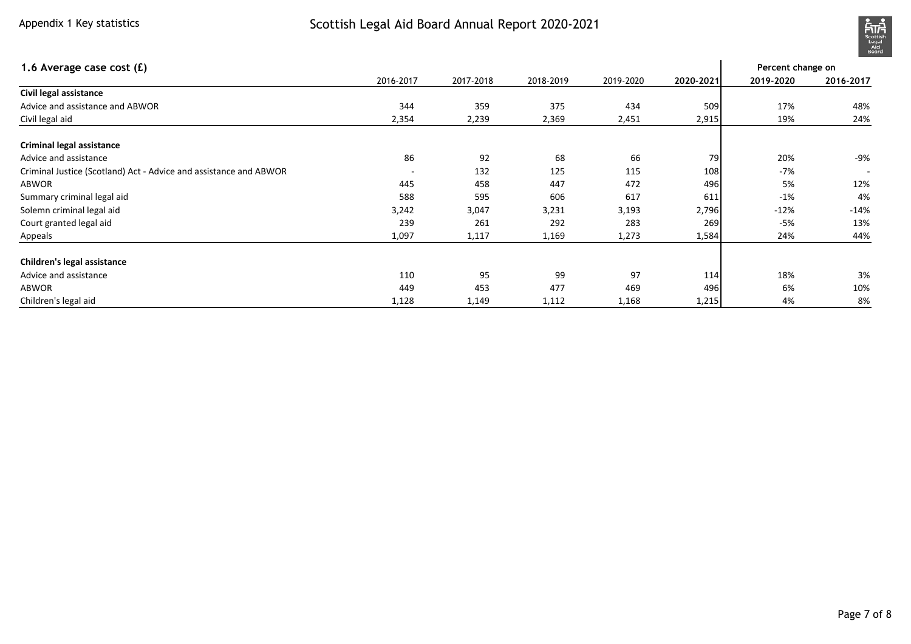## 1.6 Average case cost (£)

| | 2016-2017 | 2017-2018 | 2018-2019 | 2019-2020 | 2020-2021 | Percent change on 2019-2020 | Percent change on 2016-2017 |
|---|---|---|---|---|---|---|---|
| **Civil legal assistance** | | | | | | | |
| Advice and assistance and ABWOR | 344 | 359 | 375 | 434 | 509 | 17% | 48% |
| Civil legal aid | 2,354 | 2,239 | 2,369 | 2,451 | 2,915 | 19% | 24% |
| **Criminal legal assistance** | | | | | | | |
| Advice and assistance | 86 | 92 | 68 | 66 | 79 | 20% | -9% |
| Criminal Justice (Scotland) Act - Advice and assistance and ABWOR | - | 132 | 125 | 115 | 108 | -7% | - |
| ABWOR | 445 | 458 | 447 | 472 | 496 | 5% | 12% |
| Summary criminal legal aid | 588 | 595 | 606 | 617 | 611 | -1% | 4% |
| Solemn criminal legal aid | 3,242 | 3,047 | 3,231 | 3,193 | 2,796 | -12% | -14% |
| Court granted legal aid | 239 | 261 | 292 | 283 | 269 | -5% | 13% |
| Appeals | 1,097 | 1,117 | 1,169 | 1,273 | 1,584 | 24% | 44% |
| **Children's legal assistance** | | | | | | | |
| Advice and assistance | 110 | 95 | 99 | 97 | 114 | 18% | 3% |
| ABWOR | 449 | 453 | 477 | 469 | 496 | 6% | 10% |
| Children's legal aid | 1,128 | 1,149 | 1,112 | 1,168 | 1,215 | 4% | 8% |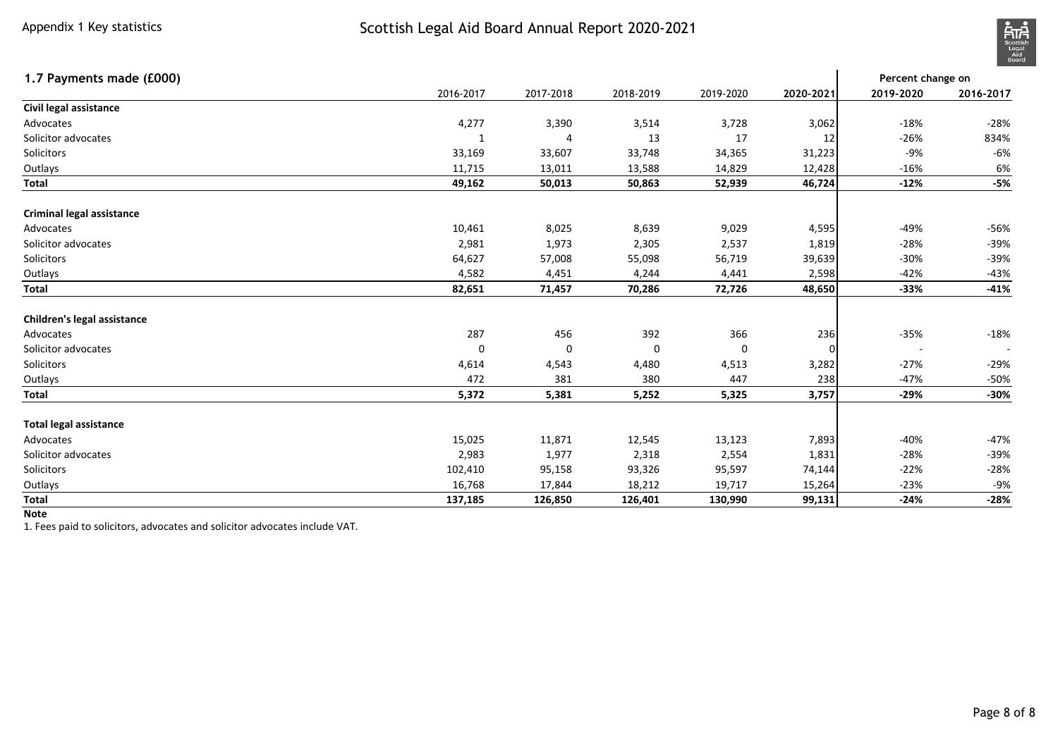### 1.7 Payments made (£000)

| | 2016-2017 | 2017-2018 | 2018-2019 | 2019-2020 | 2020-2021 | Percent change on 2019-2020 | Percent change on 2016-2017 |
|---|---|---|---|---|---|---|---|
| **Civil legal assistance** | | | | | | | |
| Advocates | 4,277 | 3,390 | 3,514 | 3,728 | 3,062 | -18% | -28% |
| Solicitor advocates | 1 | 4 | 13 | 17 | 12 | -26% | 834% |
| Solicitors | 33,169 | 33,607 | 33,748 | 34,365 | 31,223 | -9% | -6% |
| Outlays | 11,715 | 13,011 | 13,588 | 14,829 | 12,428 | -16% | 6% |
| **Total** | **49,162** | **50,013** | **50,863** | **52,939** | **46,724** | **-12%** | **-5%** |
| **Criminal legal assistance** | | | | | | | |
| Advocates | 10,461 | 8,025 | 8,639 | 9,029 | 4,595 | -49% | -56% |
| Solicitor advocates | 2,981 | 1,973 | 2,305 | 2,537 | 1,819 | -28% | -39% |
| Solicitors | 64,627 | 57,008 | 55,098 | 56,719 | 39,639 | -30% | -39% |
| Outlays | 4,582 | 4,451 | 4,244 | 4,441 | 2,598 | -42% | -43% |
| **Total** | **82,651** | **71,457** | **70,286** | **72,726** | **48,650** | **-33%** | **-41%** |
| **Children's legal assistance** | | | | | | | |
| Advocates | 287 | 456 | 392 | 366 | 236 | -35% | -18% |
| Solicitor advocates | 0 | 0 | 0 | 0 | 0 | - | - |
| Solicitors | 4,614 | 4,543 | 4,480 | 4,513 | 3,282 | -27% | -29% |
| Outlays | 472 | 381 | 380 | 447 | 238 | -47% | -50% |
| **Total** | **5,372** | **5,381** | **5,252** | **5,325** | **3,757** | **-29%** | **-30%** |
| **Total legal assistance** | | | | | | | |
| Advocates | 15,025 | 11,871 | 12,545 | 13,123 | 7,893 | -40% | -47% |
| Solicitor advocates | 2,983 | 1,977 | 2,318 | 2,554 | 1,831 | -28% | -39% |
| Solicitors | 102,410 | 95,158 | 93,326 | 95,597 | 74,144 | -22% | -28% |
| Outlays | 16,768 | 17,844 | 18,212 | 19,717 | 15,264 | -23% | -9% |
| **Total** | **137,185** | **126,850** | **126,401** | **130,990** | **99,131** | **-24%** | **-28%** |

**Note**

1. Fees paid to solicitors, advocates and solicitor advocates include VAT.